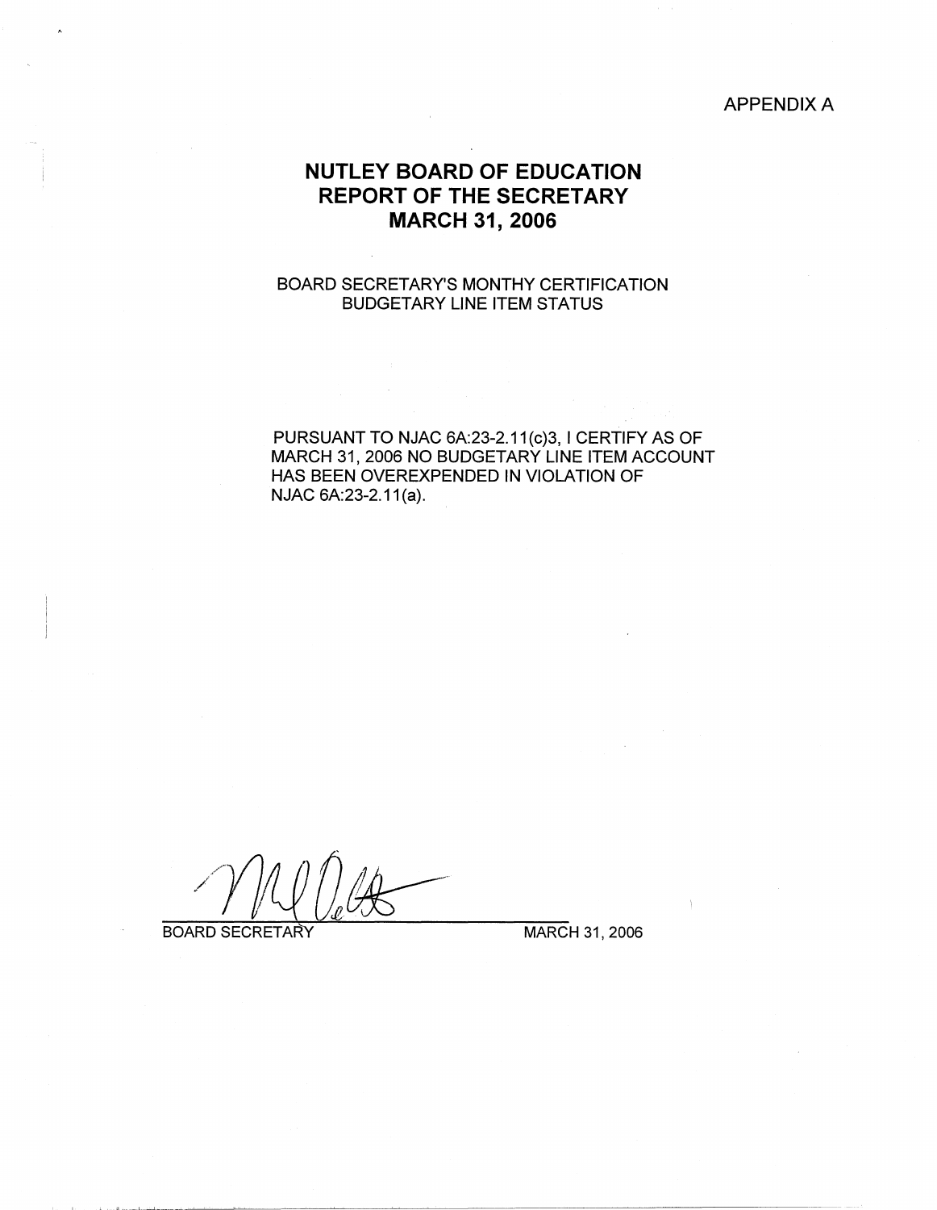APPENDIX A

# NUTLEY BOARD OF EDUCATION
# REPORT OF THE SECRETARY
# MARCH 31, 2006

BOARD SECRETARY'S MONTHY CERTIFICATION
BUDGETARY LINE ITEM STATUS

PURSUANT TO NJAC 6A:23-2.11(c)3, I CERTIFY AS OF MARCH 31, 2006 NO BUDGETARY LINE ITEM ACCOUNT HAS BEEN OVEREXPENDED IN VIOLATION OF NJAC 6A:23-2.11(a).

BOARD SECRETARY MARCH 31, 2006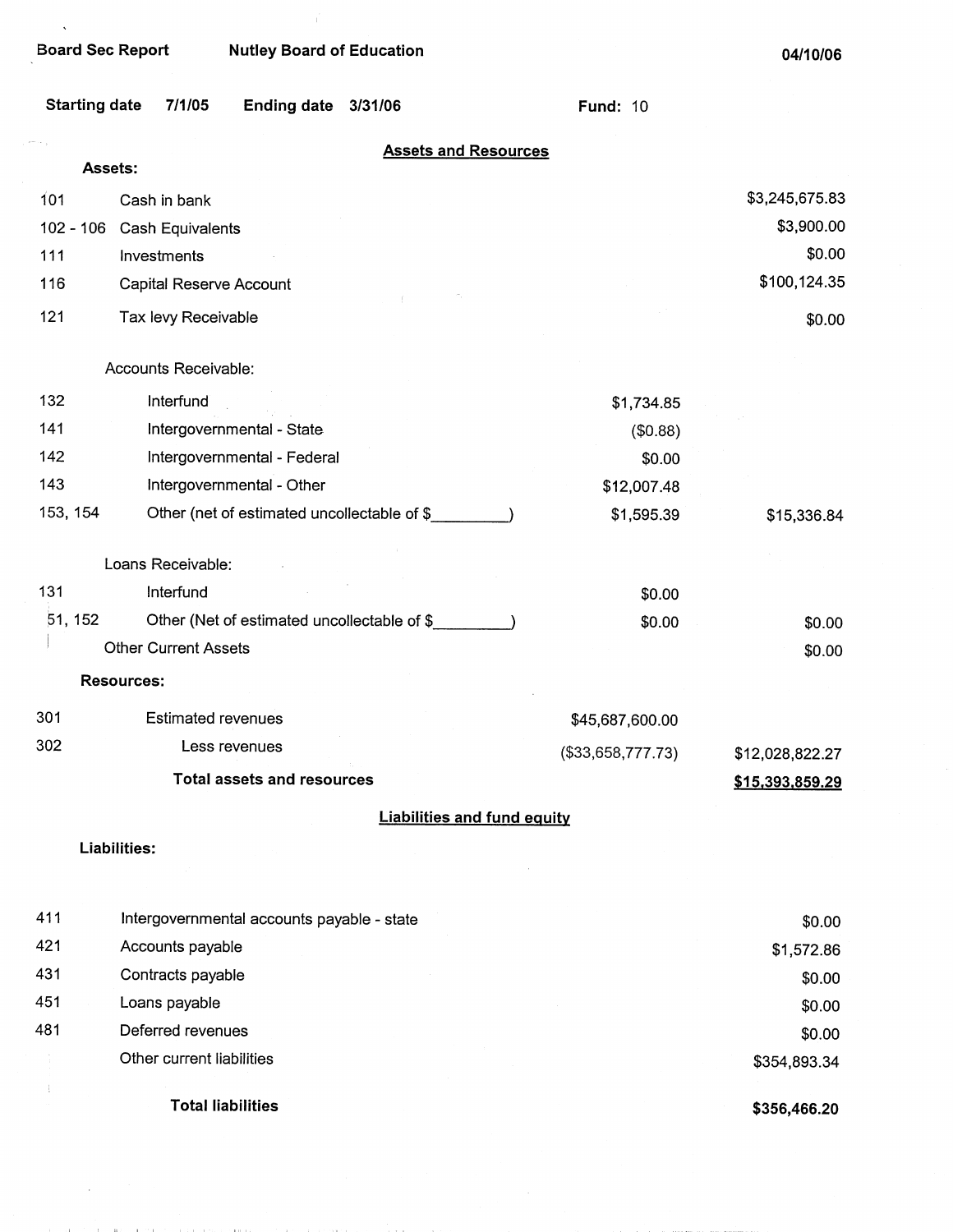Board Sec Report | Nutley Board of Education | 04/10/06

Starting date 7/1/05 | Ending date 3/31/06 | Fund: 10

## Assets and Resources

**Assets:**

| Code | Description | | Amount |
|---|---|---|---|
| 101 | Cash in bank | | $3,245,675.83 |
| 102 - 106 | Cash Equivalents | | $3,900.00 |
| 111 | Investments | | $0.00 |
| 116 | Capital Reserve Account | | $100,124.35 |
| 121 | Tax levy Receivable | | $0.00 |
| | Accounts Receivable: | | |
| 132 | Interfund | $1,734.85 | |
| 141 | Intergovernmental - State | ($0.88) | |
| 142 | Intergovernmental - Federal | $0.00 | |
| 143 | Intergovernmental - Other | $12,007.48 | |
| 153, 154 | Other (net of estimated uncollectable of $_________) | $1,595.39 | $15,336.84 |
| | Loans Receivable: | | |
| 131 | Interfund | $0.00 | |
| 51, 152 | Other (Net of estimated uncollectable of $_________) | $0.00 | $0.00 |
| | Other Current Assets | | $0.00 |

**Resources:**

| Code | Description | | Amount |
|---|---|---|---|
| 301 | Estimated revenues | $45,687,600.00 | |
| 302 | Less revenues | ($33,658,777.73) | $12,028,822.27 |
| | **Total assets and resources** | | **$15,393,859.29** |

## Liabilities and fund equity

**Liabilities:**

| Code | Description | Amount |
|---|---|---|
| 411 | Intergovernmental accounts payable - state | $0.00 |
| 421 | Accounts payable | $1,572.86 |
| 431 | Contracts payable | $0.00 |
| 451 | Loans payable | $0.00 |
| 481 | Deferred revenues | $0.00 |
| | Other current liabilities | $354,893.34 |
| | **Total liabilities** | **$356,466.20** |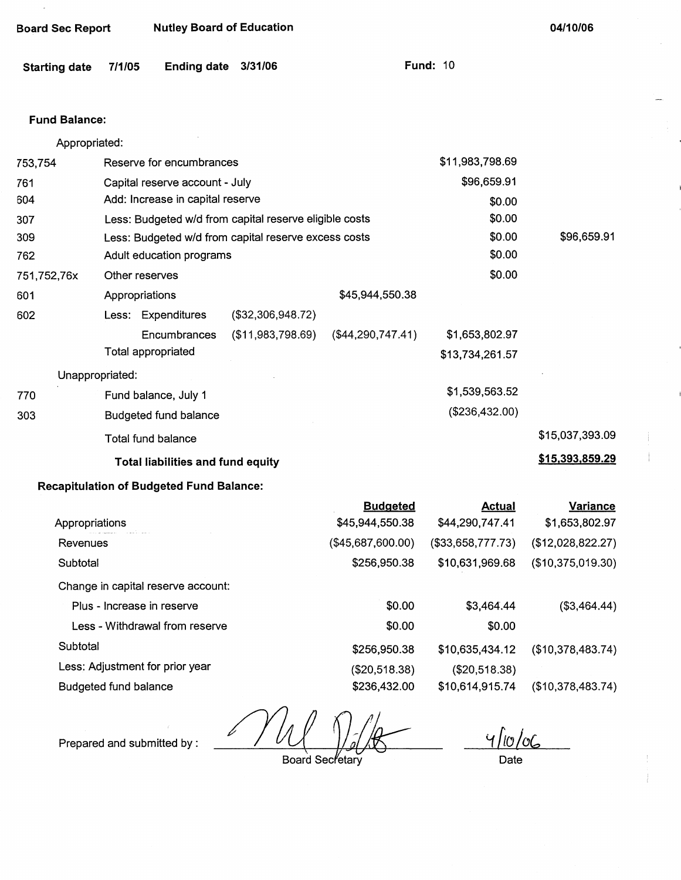Board Sec Report | Nutley Board of Education | 04/10/06

**Starting date** 7/1/05 **Ending date** 3/31/06 **Fund:** 10

**Fund Balance:**

| Code | Description | | | | |
|---|---|---|---|---|---|
| | Appropriated: | | | | |
| 753,754 | Reserve for encumbrances | | | $11,983,798.69 | |
| 761 | Capital reserve account - July | | | $96,659.91 | |
| 604 | Add: Increase in capital reserve | | | $0.00 | |
| 307 | Less: Budgeted w/d from capital reserve eligible costs | | | $0.00 | |
| 309 | Less: Budgeted w/d from capital reserve excess costs | | | $0.00 | $96,659.91 |
| 762 | Adult education programs | | | $0.00 | |
| 751,752,76x | Other reserves | | | $0.00 | |
| 601 | Appropriations | | $45,944,550.38 | | |
| 602 | Less: Expenditures | ($32,306,948.72) | | | |
| | Encumbrances | ($11,983,798.69) | ($44,290,747.41) | $1,653,802.97 | |
| | Total appropriated | | | $13,734,261.57 | |
| | Unappropriated: | | | | |
| 770 | Fund balance, July 1 | | | $1,539,563.52 | |
| 303 | Budgeted fund balance | | | ($236,432.00) | |
| | Total fund balance | | | | $15,037,393.09 |
| | **Total liabilities and fund equity** | | | | **$15,393,859.29** |

**Recapitulation of Budgeted Fund Balance:**

| | Budgeted | Actual | Variance |
|---|---|---|---|
| Appropriations | $45,944,550.38 | $44,290,747.41 | $1,653,802.97 |
| Revenues | ($45,687,600.00) | ($33,658,777.73) | ($12,028,822.27) |
| Subtotal | $256,950.38 | $10,631,969.68 | ($10,375,019.30) |
| Change in capital reserve account: | | | |
| Plus - Increase in reserve | $0.00 | $3,464.44 | ($3,464.44) |
| Less - Withdrawal from reserve | $0.00 | $0.00 | |
| Subtotal | $256,950.38 | $10,635,434.12 | ($10,378,483.74) |
| Less: Adjustment for prior year | ($20,518.38) | ($20,518.38) | |
| Budgeted fund balance | $236,432.00 | $10,614,915.74 | ($10,378,483.74) |

Prepared and submitted by : [signature] Board Secretary 4/10/06 Date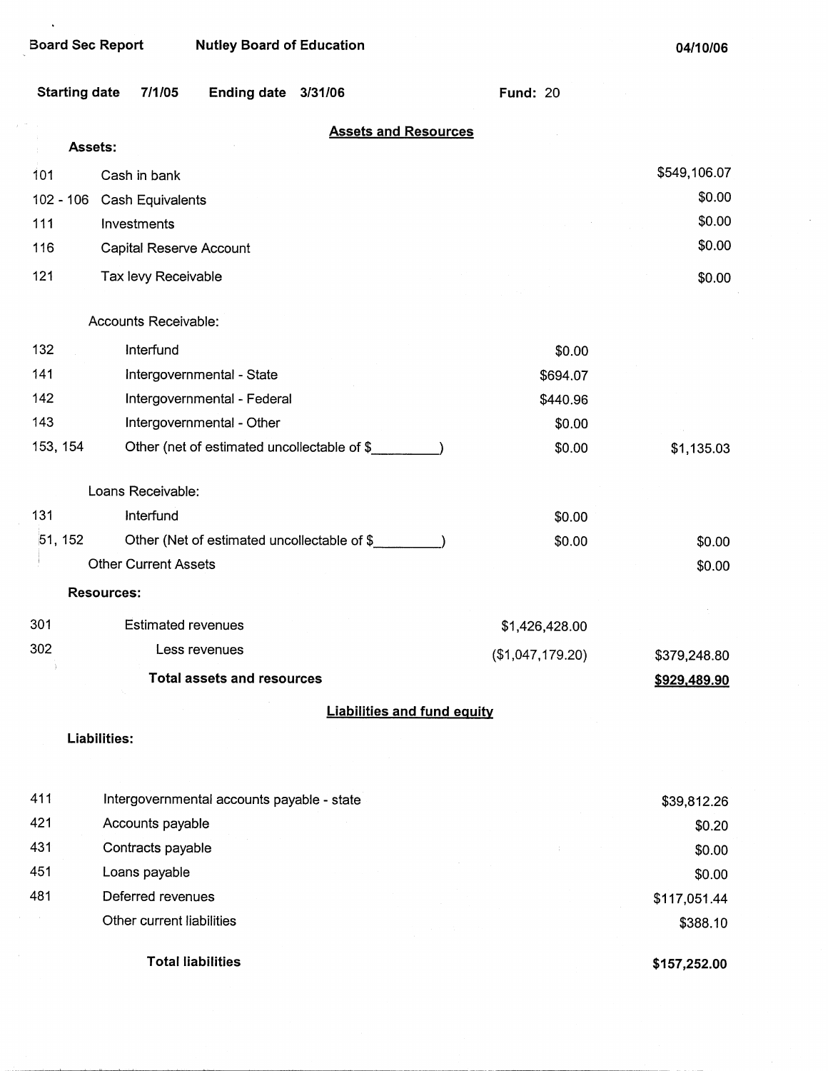Board Sec Report    Nutley Board of Education    04/10/06

Starting date 7/1/05    Ending date 3/31/06    Fund: 20

## Assets and Resources

**Assets:**

| Code | Description | | Amount |
|---|---|---|---|
| 101 | Cash in bank | | $549,106.07 |
| 102 - 106 | Cash Equivalents | | $0.00 |
| 111 | Investments | | $0.00 |
| 116 | Capital Reserve Account | | $0.00 |
| 121 | Tax levy Receivable | | $0.00 |
| | Accounts Receivable: | | |
| 132 | Interfund | $0.00 | |
| 141 | Intergovernmental - State | $694.07 | |
| 142 | Intergovernmental - Federal | $440.96 | |
| 143 | Intergovernmental - Other | $0.00 | |
| 153, 154 | Other (net of estimated uncollectable of $_________) | $0.00 | $1,135.03 |
| | Loans Receivable: | | |
| 131 | Interfund | $0.00 | |
| 51, 152 | Other (Net of estimated uncollectable of $_________) | $0.00 | $0.00 |
| | Other Current Assets | | $0.00 |

**Resources:**

| Code | Description | | Amount |
|---|---|---|---|
| 301 | Estimated revenues | $1,426,428.00 | |
| 302 | Less revenues | ($1,047,179.20) | $379,248.80 |
| | **Total assets and resources** | | **$929,489.90** |

## Liabilities and fund equity

**Liabilities:**

| Code | Description | Amount |
|---|---|---|
| 411 | Intergovernmental accounts payable - state | $39,812.26 |
| 421 | Accounts payable | $0.20 |
| 431 | Contracts payable | $0.00 |
| 451 | Loans payable | $0.00 |
| 481 | Deferred revenues | $117,051.44 |
| | Other current liabilities | $388.10 |
| | **Total liabilities** | **$157,252.00** |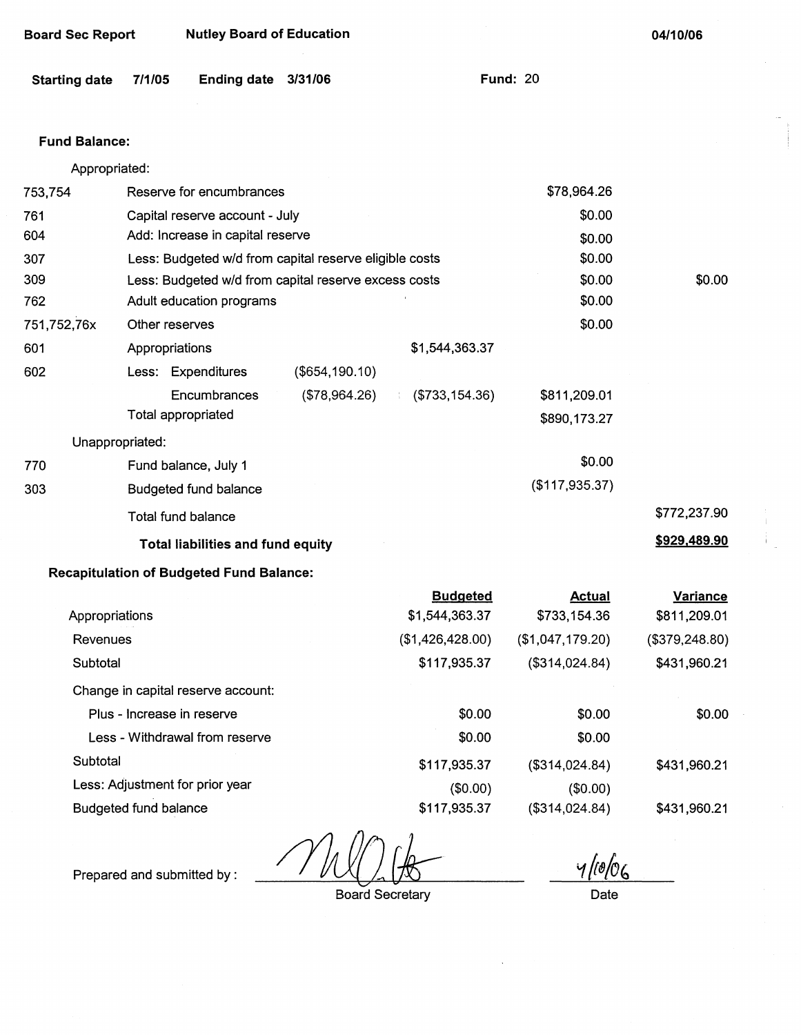**Board Sec Report** **Nutley Board of Education** **04/10/06**

**Starting date** 7/1/05 **Ending date** 3/31/06 **Fund:** 20

**Fund Balance:**

| | | | | | |
|---|---|---|---|---|---|
| Appropriated: | | | | | |
| 753,754 | Reserve for encumbrances | | | $78,964.26 | |
| 761 | Capital reserve account - July | | | $0.00 | |
| 604 | Add: Increase in capital reserve | | | $0.00 | |
| 307 | Less: Budgeted w/d from capital reserve eligible costs | | | $0.00 | |
| 309 | Less: Budgeted w/d from capital reserve excess costs | | | $0.00 | $0.00 |
| 762 | Adult education programs | | | $0.00 | |
| 751,752,76x | Other reserves | | | $0.00 | |
| 601 | Appropriations | | $1,544,363.37 | | |
| 602 | Less: Expenditures | ($654,190.10) | | | |
| | Encumbrances | ($78,964.26) | ($733,154.36) | $811,209.01 | |
| | Total appropriated | | | $890,173.27 | |
| Unappropriated: | | | | | |
| 770 | Fund balance, July 1 | | | $0.00 | |
| 303 | Budgeted fund balance | | | ($117,935.37) | |
| | Total fund balance | | | | $772,237.90 |
| | **Total liabilities and fund equity** | | | | **$929,489.90** |

**Recapitulation of Budgeted Fund Balance:**

| | Budgeted | Actual | Variance |
|---|---|---|---|
| Appropriations | $1,544,363.37 | $733,154.36 | $811,209.01 |
| Revenues | ($1,426,428.00) | ($1,047,179.20) | ($379,248.80) |
| Subtotal | $117,935.37 | ($314,024.84) | $431,960.21 |
| Change in capital reserve account: | | | |
| Plus - Increase in reserve | $0.00 | $0.00 | $0.00 |
| Less - Withdrawal from reserve | $0.00 | $0.00 | |
| Subtotal | $117,935.37 | ($314,024.84) | $431,960.21 |
| Less: Adjustment for prior year | ($0.00) | ($0.00) | |
| Budgeted fund balance | $117,935.37 | ($314,024.84) | $431,960.21 |

Prepared and submitted by: _____________________ Board Secretary

4/10/06
Date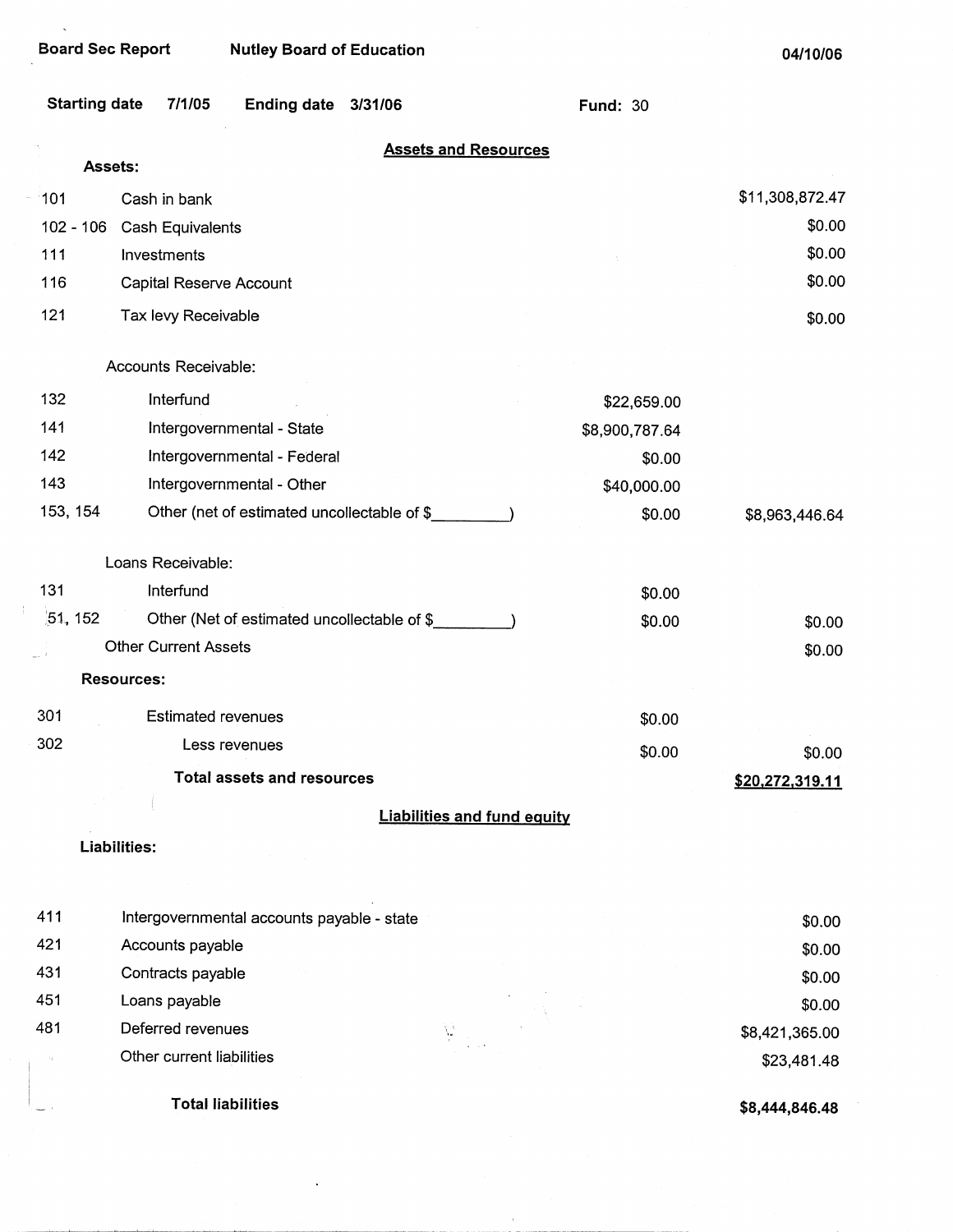Board Sec Report     Nutley Board of Education     04/10/06

**Starting date** 7/1/05   **Ending date** 3/31/06   **Fund:** 30

## Assets and Resources

| Code | Description | Subtotal | Total |
|---|---|---|---|
| | **Assets:** | | |
| 101 | Cash in bank | | $11,308,872.47 |
| 102 - 106 | Cash Equivalents | | $0.00 |
| 111 | Investments | | $0.00 |
| 116 | Capital Reserve Account | | $0.00 |
| 121 | Tax levy Receivable | | $0.00 |
| | Accounts Receivable: | | |
| 132 | Interfund | $22,659.00 | |
| 141 | Intergovernmental - State | $8,900,787.64 | |
| 142 | Intergovernmental - Federal | $0.00 | |
| 143 | Intergovernmental - Other | $40,000.00 | |
| 153, 154 | Other (net of estimated uncollectable of $________) | $0.00 | $8,963,446.64 |
| | Loans Receivable: | | |
| 131 | Interfund | $0.00 | |
| 51, 152 | Other (Net of estimated uncollectable of $________) | $0.00 | $0.00 |
| | Other Current Assets | | $0.00 |
| | **Resources:** | | |
| 301 | Estimated revenues | $0.00 | |
| 302 | Less revenues | $0.00 | $0.00 |
| | **Total assets and resources** | | **$20,272,319.11** |

## Liabilities and fund equity

| Code | Description | Total |
|---|---|---|
| | **Liabilities:** | |
| 411 | Intergovernmental accounts payable - state | $0.00 |
| 421 | Accounts payable | $0.00 |
| 431 | Contracts payable | $0.00 |
| 451 | Loans payable | $0.00 |
| 481 | Deferred revenues | $8,421,365.00 |
| | Other current liabilities | $23,481.48 |
| | **Total liabilities** | **$8,444,846.48** |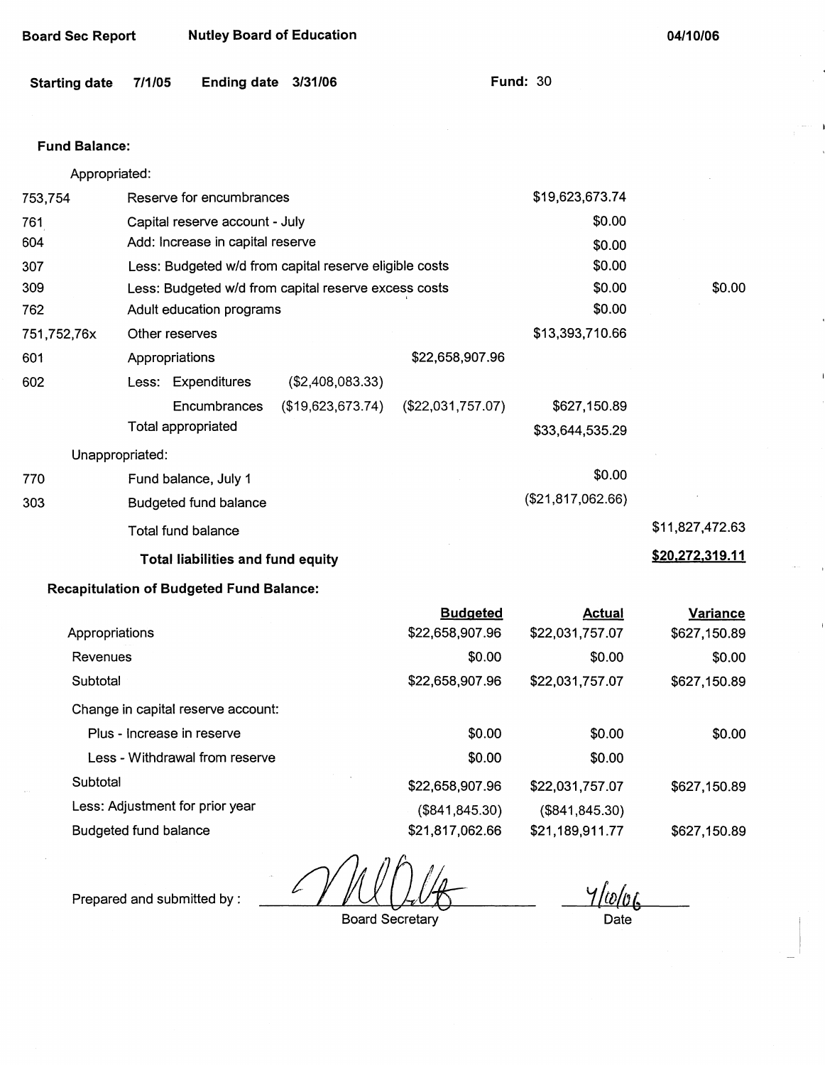Board Sec Report    Nutley Board of Education    04/10/06

**Starting date** 7/1/05    **Ending date** 3/31/06    **Fund:** 30

**Fund Balance:**

Appropriated:

| | | | | | |
|---|---|---|---|---|---|
| 753,754 | Reserve for encumbrances | | | $19,623,673.74 | |
| 761 | Capital reserve account - July | | | $0.00 | |
| 604 | Add: Increase in capital reserve | | | $0.00 | |
| 307 | Less: Budgeted w/d from capital reserve eligible costs | | | $0.00 | |
| 309 | Less: Budgeted w/d from capital reserve excess costs | | | $0.00 | $0.00 |
| 762 | Adult education programs | | | $0.00 | |
| 751,752,76x | Other reserves | | | $13,393,710.66 | |
| 601 | Appropriations | | $22,658,907.96 | | |
| 602 | Less: Expenditures | ($2,408,083.33) | | | |
| | Encumbrances | ($19,623,673.74) | ($22,031,757.07) | $627,150.89 | |
| | Total appropriated | | | $33,644,535.29 | |

Unappropriated:

| | | | |
|---|---|---|---|
| 770 | Fund balance, July 1 | $0.00 | |
| 303 | Budgeted fund balance | ($21,817,062.66) | |
| | Total fund balance | | $11,827,472.63 |
| | **Total liabilities and fund equity** | | **$20,272,319.11** |

**Recapitulation of Budgeted Fund Balance:**

| | Budgeted | Actual | Variance |
|---|---|---|---|
| Appropriations | $22,658,907.96 | $22,031,757.07 | $627,150.89 |
| Revenues | $0.00 | $0.00 | $0.00 |
| Subtotal | $22,658,907.96 | $22,031,757.07 | $627,150.89 |
| Change in capital reserve account: | | | |
| Plus - Increase in reserve | $0.00 | $0.00 | $0.00 |
| Less - Withdrawal from reserve | $0.00 | $0.00 | |
| Subtotal | $22,658,907.96 | $22,031,757.07 | $627,150.89 |
| Less: Adjustment for prior year | ($841,845.30) | ($841,845.30) | |
| Budgeted fund balance | $21,817,062.66 | $21,189,911.77 | $627,150.89 |

Prepared and submitted by : ____________________ Board Secretary    4/10/06 Date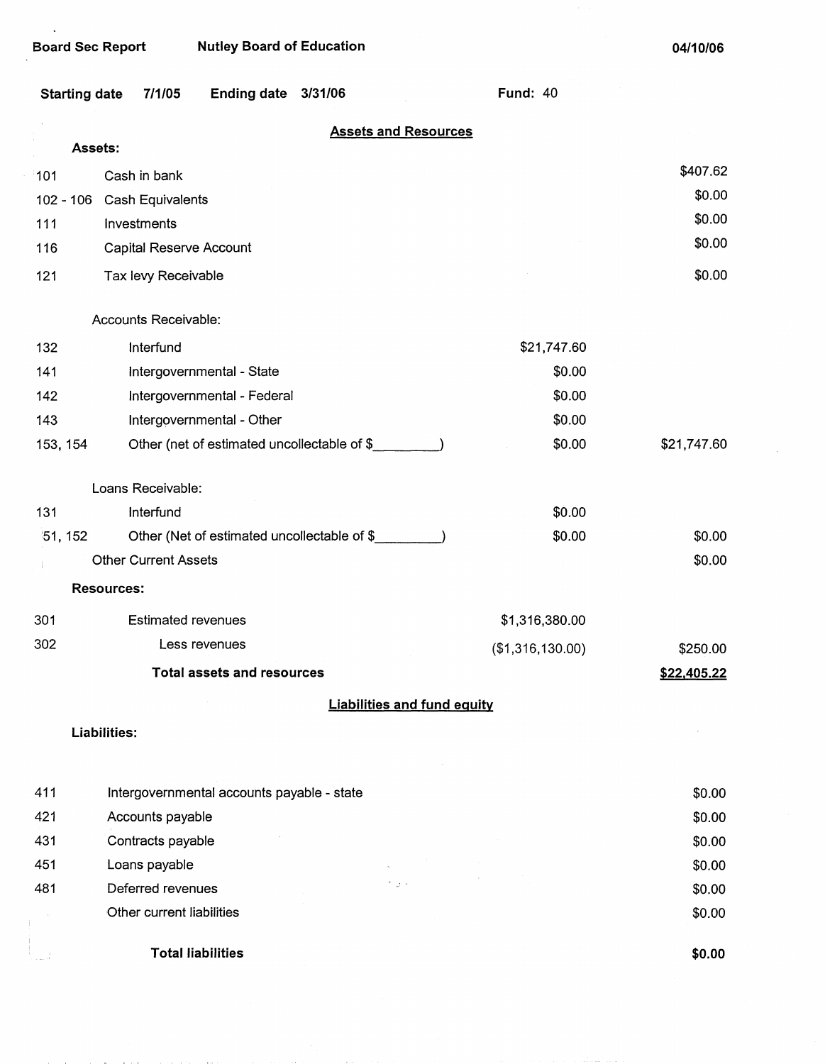Board Sec Report — Nutley Board of Education — 04/10/06

Starting date 7/1/05 — Ending date 3/31/06 — Fund: 40

## Assets and Resources

**Assets:**

| Code | Description | | Amount |
|---|---|---|---|
| 101 | Cash in bank | | $407.62 |
| 102 - 106 | Cash Equivalents | | $0.00 |
| 111 | Investments | | $0.00 |
| 116 | Capital Reserve Account | | $0.00 |
| 121 | Tax levy Receivable | | $0.00 |
| | Accounts Receivable: | | |
| 132 | Interfund | $21,747.60 | |
| 141 | Intergovernmental - State | $0.00 | |
| 142 | Intergovernmental - Federal | $0.00 | |
| 143 | Intergovernmental - Other | $0.00 | |
| 153, 154 | Other (net of estimated uncollectable of $_________) | $0.00 | $21,747.60 |
| | Loans Receivable: | | |
| 131 | Interfund | $0.00 | |
| 51, 152 | Other (Net of estimated uncollectable of $_________) | $0.00 | $0.00 |
| | Other Current Assets | | $0.00 |

**Resources:**

| Code | Description | | Amount |
|---|---|---|---|
| 301 | Estimated revenues | $1,316,380.00 | |
| 302 | Less revenues | ($1,316,130.00) | $250.00 |
| | **Total assets and resources** | | **$22,405.22** |

## Liabilities and fund equity

**Liabilities:**

| Code | Description | Amount |
|---|---|---|
| 411 | Intergovernmental accounts payable - state | $0.00 |
| 421 | Accounts payable | $0.00 |
| 431 | Contracts payable | $0.00 |
| 451 | Loans payable | $0.00 |
| 481 | Deferred revenues | $0.00 |
| | Other current liabilities | $0.00 |
| | **Total liabilities** | **$0.00** |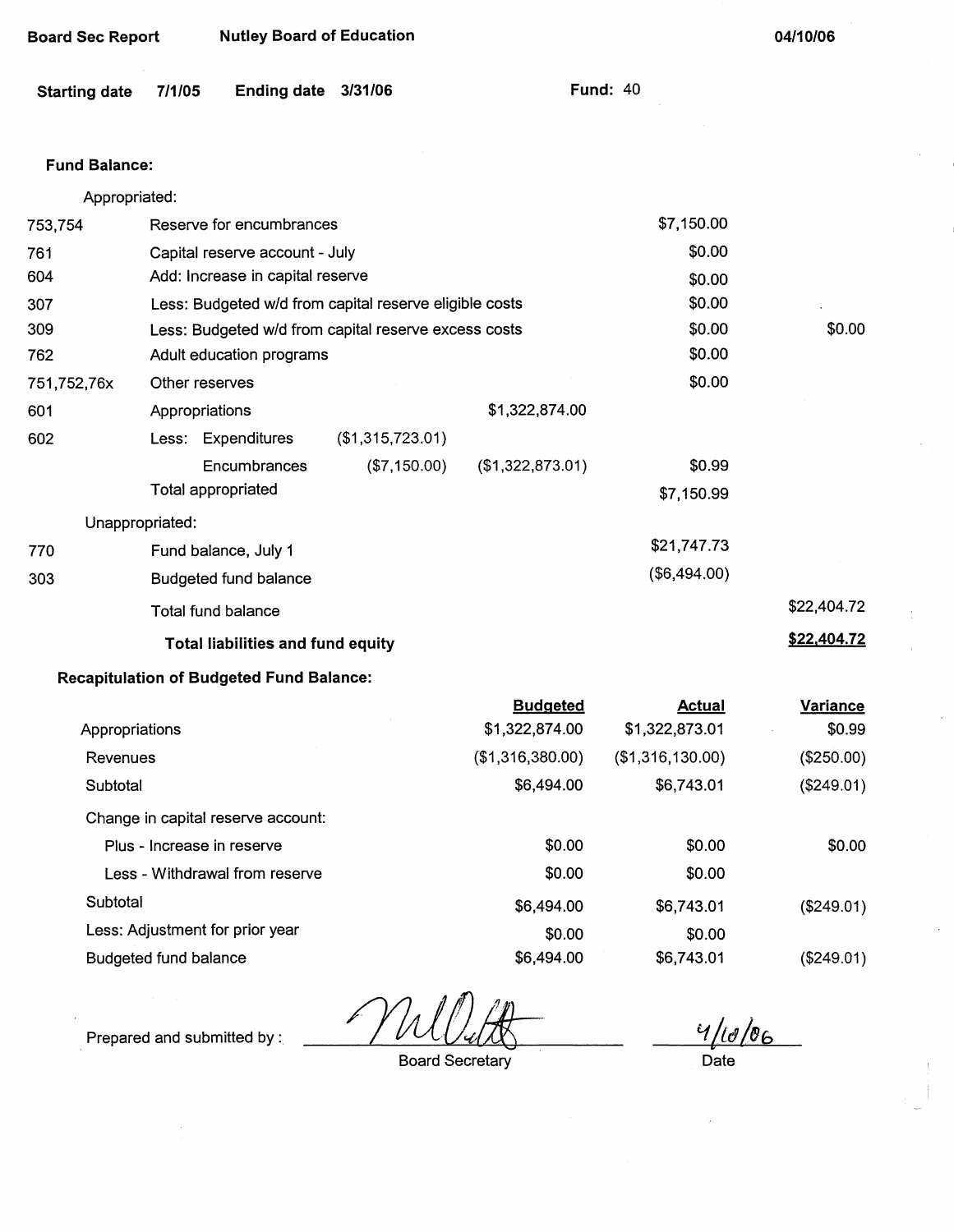Board Sec Report    Nutley Board of Education    04/10/06

Starting date 7/1/05    Ending date 3/31/06    Fund: 40

**Fund Balance:**

| | | | | | |
|---|---|---|---|---|---|
| | Appropriated: | | | | |
| 753,754 | Reserve for encumbrances | | | $7,150.00 | |
| 761 | Capital reserve account - July | | | $0.00 | |
| 604 | Add: Increase in capital reserve | | | $0.00 | |
| 307 | Less: Budgeted w/d from capital reserve eligible costs | | | $0.00 | |
| 309 | Less: Budgeted w/d from capital reserve excess costs | | | $0.00 | $0.00 |
| 762 | Adult education programs | | | $0.00 | |
| 751,752,76x | Other reserves | | | $0.00 | |
| 601 | Appropriations | | $1,322,874.00 | | |
| 602 | Less: Expenditures | ($1,315,723.01) | | | |
| | Encumbrances | ($7,150.00) | ($1,322,873.01) | $0.99 | |
| | Total appropriated | | | $7,150.99 | |
| | Unappropriated: | | | | |
| 770 | Fund balance, July 1 | | | $21,747.73 | |
| 303 | Budgeted fund balance | | | ($6,494.00) | |
| | Total fund balance | | | | $22,404.72 |
| | **Total liabilities and fund equity** | | | | **$22,404.72** |

**Recapitulation of Budgeted Fund Balance:**

| | Budgeted | Actual | Variance |
|---|---|---|---|
| Appropriations | $1,322,874.00 | $1,322,873.01 | $0.99 |
| Revenues | ($1,316,380.00) | ($1,316,130.00) | ($250.00) |
| Subtotal | $6,494.00 | $6,743.01 | ($249.01) |
| Change in capital reserve account: | | | |
| Plus - Increase in reserve | $0.00 | $0.00 | $0.00 |
| Less - Withdrawal from reserve | $0.00 | $0.00 | |
| Subtotal | $6,494.00 | $6,743.01 | ($249.01) |
| Less: Adjustment for prior year | $0.00 | $0.00 | |
| Budgeted fund balance | $6,494.00 | $6,743.01 | ($249.01) |

Prepared and submitted by : [signature] Board Secretary    4/10/06 Date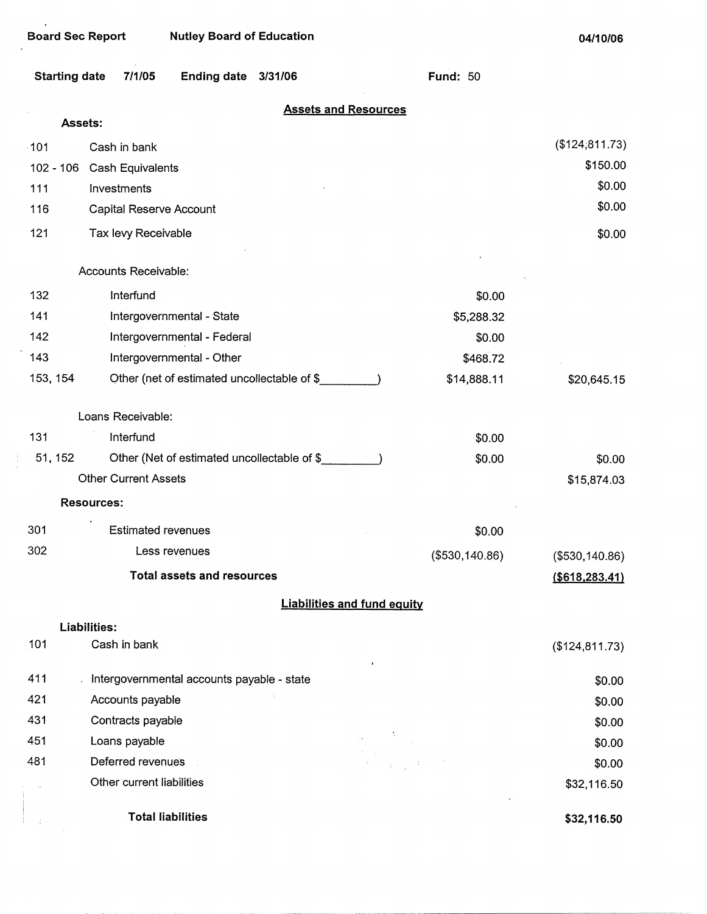Board Sec Report    Nutley Board of Education    04/10/06

**Starting date** 7/1/05    **Ending date** 3/31/06    **Fund:** 50

## Assets and Resources

**Assets:**

| Code | Description | | Amount |
|---|---|---|---|
| 101 | Cash in bank | | ($124,811.73) |
| 102 - 106 | Cash Equivalents | | $150.00 |
| 111 | Investments | | $0.00 |
| 116 | Capital Reserve Account | | $0.00 |
| 121 | Tax levy Receivable | | $0.00 |
| | Accounts Receivable: | | |
| 132 | Interfund | $0.00 | |
| 141 | Intergovernmental - State | $5,288.32 | |
| 142 | Intergovernmental - Federal | $0.00 | |
| 143 | Intergovernmental - Other | $468.72 | |
| 153, 154 | Other (net of estimated uncollectable of $_________) | $14,888.11 | $20,645.15 |
| | Loans Receivable: | | |
| 131 | Interfund | $0.00 | |
| 51, 152 | Other (Net of estimated uncollectable of $_________) | $0.00 | $0.00 |
| | Other Current Assets | | $15,874.03 |

**Resources:**

| Code | Description | | Amount |
|---|---|---|---|
| 301 | Estimated revenues | $0.00 | |
| 302 | Less revenues | ($530,140.86) | ($530,140.86) |
| | **Total assets and resources** | | **($618,283.41)** |

## Liabilities and fund equity

**Liabilities:**

| Code | Description | Amount |
|---|---|---|
| 101 | Cash in bank | ($124,811.73) |
| 411 | Intergovernmental accounts payable - state | $0.00 |
| 421 | Accounts payable | $0.00 |
| 431 | Contracts payable | $0.00 |
| 451 | Loans payable | $0.00 |
| 481 | Deferred revenues | $0.00 |
| | Other current liabilities | $32,116.50 |
| | **Total liabilities** | **$32,116.50** |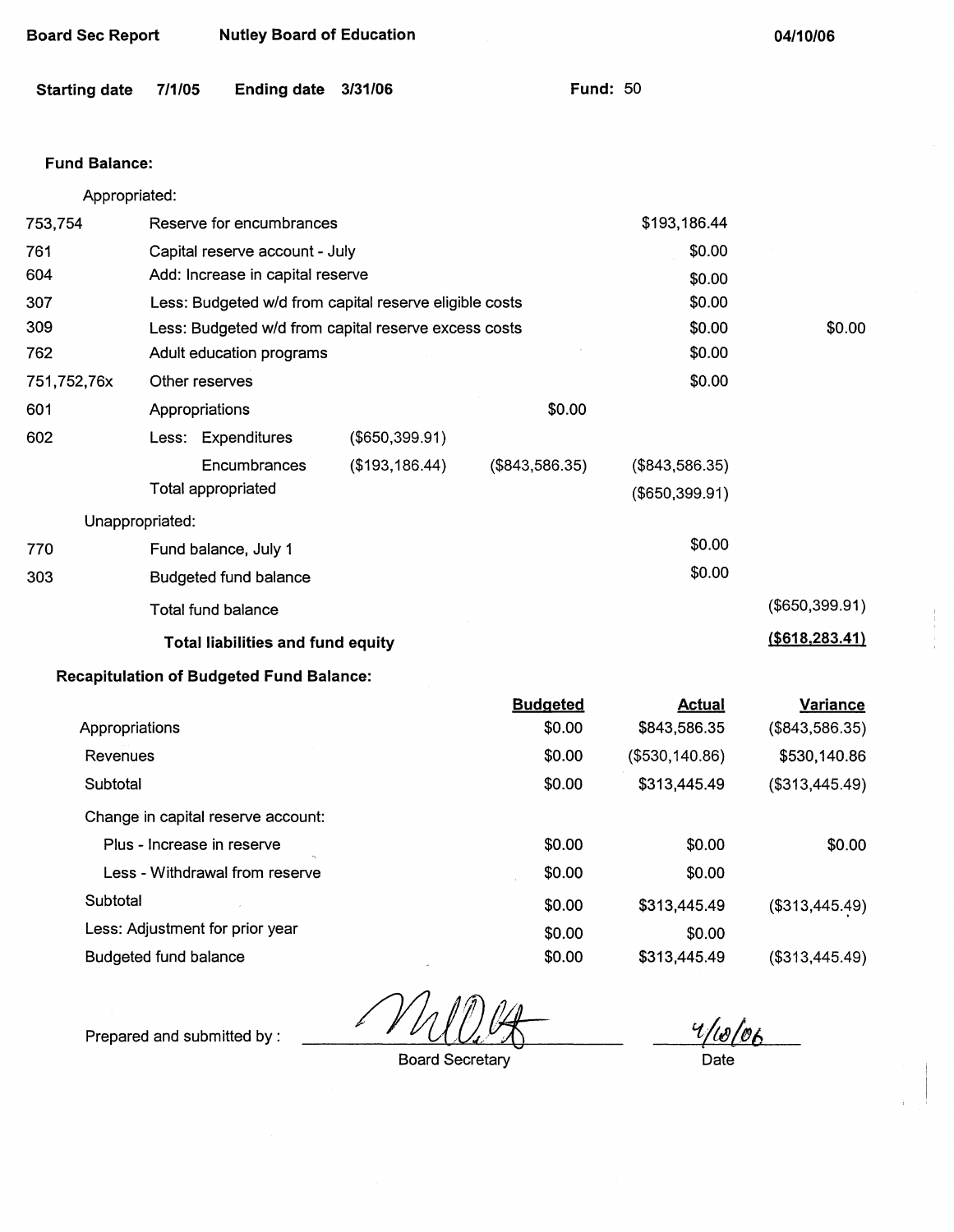Board Sec Report | Nutley Board of Education | 04/10/06

**Starting date** 7/1/05 **Ending date** 3/31/06 **Fund:** 50

**Fund Balance:**

| | | | | | |
|---|---|---|---|---|---|
| Appropriated: | | | | | |
| 753,754 | Reserve for encumbrances | | | $193,186.44 | |
| 761 | Capital reserve account - July | | | $0.00 | |
| 604 | Add: Increase in capital reserve | | | $0.00 | |
| 307 | Less: Budgeted w/d from capital reserve eligible costs | | | $0.00 | |
| 309 | Less: Budgeted w/d from capital reserve excess costs | | | $0.00 | $0.00 |
| 762 | Adult education programs | | | $0.00 | |
| 751,752,76x | Other reserves | | | $0.00 | |
| 601 | Appropriations | | $0.00 | | |
| 602 | Less: Expenditures | ($650,399.91) | | | |
| | Encumbrances | ($193,186.44) | ($843,586.35) | ($843,586.35) | |
| | Total appropriated | | | ($650,399.91) | |
| Unappropriated: | | | | | |
| 770 | Fund balance, July 1 | | | $0.00 | |
| 303 | Budgeted fund balance | | | $0.00 | |
| | Total fund balance | | | | ($650,399.91) |
| | **Total liabilities and fund equity** | | | | **($618,283.41)** |

**Recapitulation of Budgeted Fund Balance:**

| | Budgeted | Actual | Variance |
|---|---|---|---|
| Appropriations | $0.00 | $843,586.35 | ($843,586.35) |
| Revenues | $0.00 | ($530,140.86) | $530,140.86 |
| Subtotal | $0.00 | $313,445.49 | ($313,445.49) |
| Change in capital reserve account: | | | |
| Plus - Increase in reserve | $0.00 | $0.00 | $0.00 |
| Less - Withdrawal from reserve | $0.00 | $0.00 | |
| Subtotal | $0.00 | $313,445.49 | ($313,445.49) |
| Less: Adjustment for prior year | $0.00 | $0.00 | |
| Budgeted fund balance | $0.00 | $313,445.49 | ($313,445.49) |

Prepared and submitted by : [signature] Board Secretary — 4/10/06 Date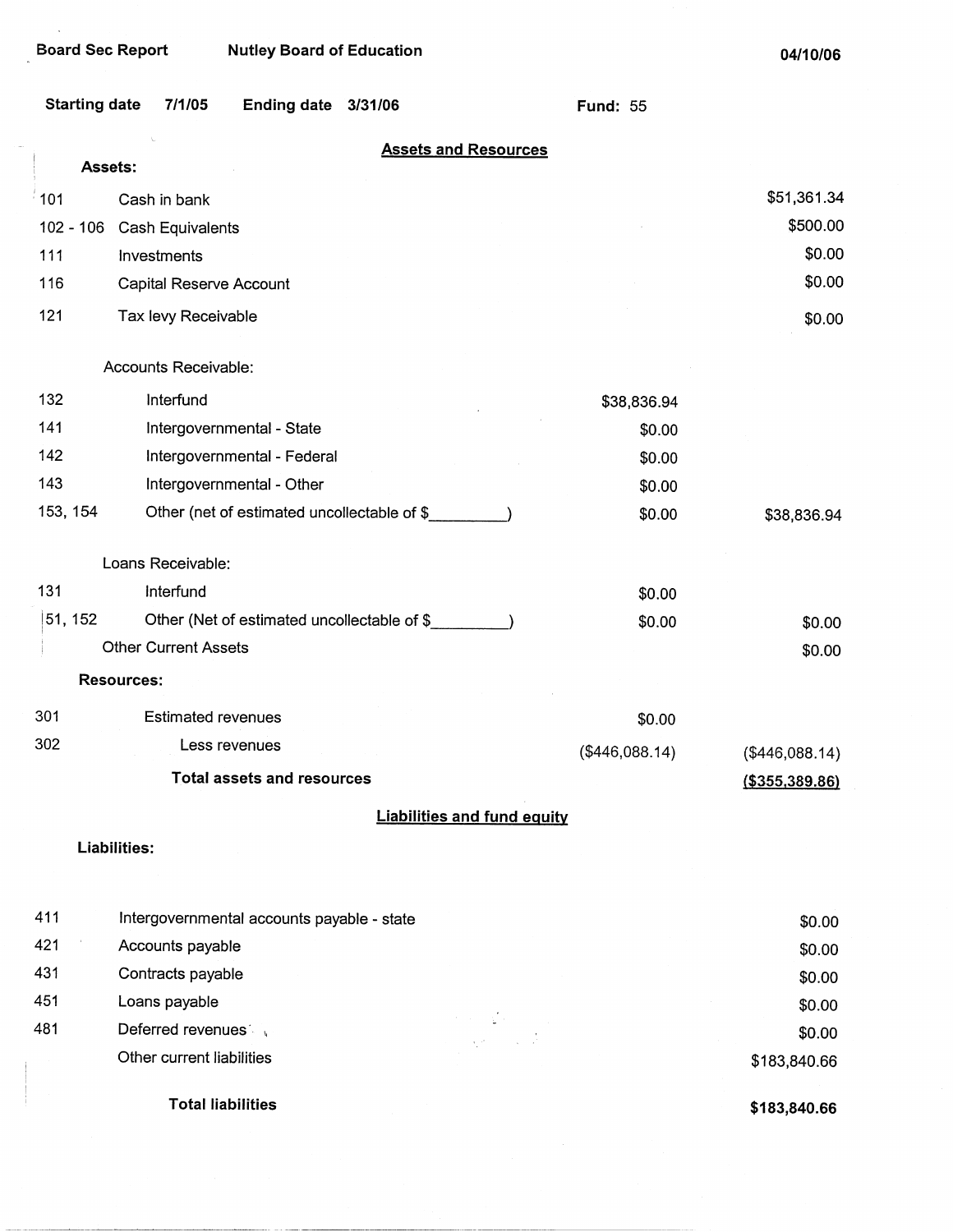Board Sec Report    Nutley Board of Education    04/10/06

Starting date 7/1/05    Ending date 3/31/06    Fund: 55

## Assets and Resources

**Assets:**

| Code | Description | | Amount |
|---|---|---|---|
| 101 | Cash in bank | | $51,361.34 |
| 102 - 106 | Cash Equivalents | | $500.00 |
| 111 | Investments | | $0.00 |
| 116 | Capital Reserve Account | | $0.00 |
| 121 | Tax levy Receivable | | $0.00 |
| | Accounts Receivable: | | |
| 132 | Interfund | $38,836.94 | |
| 141 | Intergovernmental - State | $0.00 | |
| 142 | Intergovernmental - Federal | $0.00 | |
| 143 | Intergovernmental - Other | $0.00 | |
| 153, 154 | Other (net of estimated uncollectable of $_________) | $0.00 | $38,836.94 |
| | Loans Receivable: | | |
| 131 | Interfund | $0.00 | |
| 151, 152 | Other (Net of estimated uncollectable of $_________) | $0.00 | $0.00 |
| | Other Current Assets | | $0.00 |
| | **Resources:** | | |
| 301 | Estimated revenues | $0.00 | |
| 302 | Less revenues | ($446,088.14) | ($446,088.14) |
| | **Total assets and resources** | | **($355,389.86)** |

## Liabilities and fund equity

**Liabilities:**

| Code | Description | Amount |
|---|---|---|
| 411 | Intergovernmental accounts payable - state | $0.00 |
| 421 | Accounts payable | $0.00 |
| 431 | Contracts payable | $0.00 |
| 451 | Loans payable | $0.00 |
| 481 | Deferred revenues | $0.00 |
| | Other current liabilities | $183,840.66 |
| | **Total liabilities** | **$183,840.66** |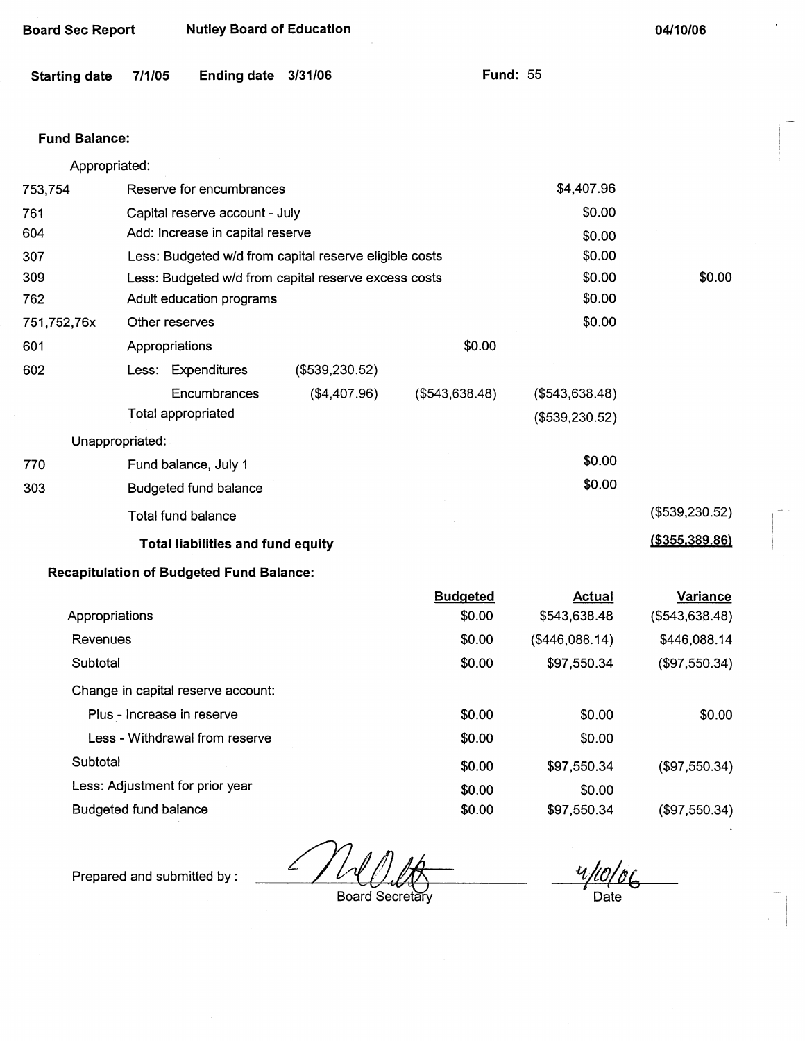Board Sec Report | Nutley Board of Education | 04/10/06

Starting date 7/1/05 | Ending date 3/31/06 | Fund: 55

**Fund Balance:**

| | | | | | |
|---|---|---|---|---|---|
| | Appropriated: | | | | |
| 753,754 | Reserve for encumbrances | | | $4,407.96 | |
| 761 | Capital reserve account - July | | | $0.00 | |
| 604 | Add: Increase in capital reserve | | | $0.00 | |
| 307 | Less: Budgeted w/d from capital reserve eligible costs | | | $0.00 | |
| 309 | Less: Budgeted w/d from capital reserve excess costs | | | $0.00 | $0.00 |
| 762 | Adult education programs | | | $0.00 | |
| 751,752,76x | Other reserves | | | $0.00 | |
| 601 | Appropriations | | $0.00 | | |
| 602 | Less: Expenditures | ($539,230.52) | | | |
| | Encumbrances | ($4,407.96) | ($543,638.48) | ($543,638.48) | |
| | Total appropriated | | | ($539,230.52) | |
| | Unappropriated: | | | | |
| 770 | Fund balance, July 1 | | | $0.00 | |
| 303 | Budgeted fund balance | | | $0.00 | |
| | Total fund balance | | | | ($539,230.52) |
| | **Total liabilities and fund equity** | | | | **($355,389.86)** |

**Recapitulation of Budgeted Fund Balance:**

| | Budgeted | Actual | Variance |
|---|---|---|---|
| Appropriations | $0.00 | $543,638.48 | ($543,638.48) |
| Revenues | $0.00 | ($446,088.14) | $446,088.14 |
| Subtotal | $0.00 | $97,550.34 | ($97,550.34) |
| Change in capital reserve account: | | | |
| Plus - Increase in reserve | $0.00 | $0.00 | $0.00 |
| Less - Withdrawal from reserve | $0.00 | $0.00 | |
| Subtotal | $0.00 | $97,550.34 | ($97,550.34) |
| Less: Adjustment for prior year | $0.00 | $0.00 | |
| Budgeted fund balance | $0.00 | $97,550.34 | ($97,550.34) |

Prepared and submitted by : ______________________ Board Secretary

4/10/06
Date